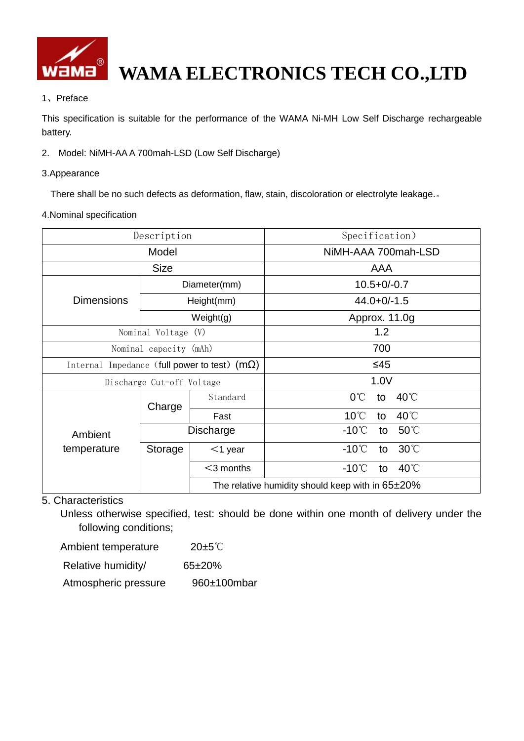# WAMA ELECTRONICS TECH CO.,LTD

1、Preface

This specification is suitable for the performance of the WAMA Ni-MH Low Self Discharge rechargeable battery.

2. Model: NiMH-AA A 700mah-LSD (Low Self Discharge)

3.Appearance

There shall be no such defects as deformation, flaw, stain, discoloration or electrolyte leakage.。

4.Nominal specification

| Description | | | Specification) |
|---|---|---|---|
| Model | | | NiMH-AAA 700mah-LSD |
| Size | | | AAA |
| Dimensions | Diameter(mm) | | 10.5+0/-0.7 |
| | Height(mm) | | 44.0+0/-1.5 |
| | Weight(g) | | Approx. 11.0g |
| Nominal Voltage (V) | | | 1.2 |
| Nominal capacity (mAh) | | | 700 |
| Internal Impedance（full power to test）(mΩ) | | | ≤45 |
| Discharge Cut-off Voltage | | | 1.0V |
| Ambient temperature | Charge | Standard | 0℃ to 40℃ |
| | | Fast | 10℃ to 40℃ |
| | Discharge | | -10℃ to 50℃ |
| | Storage | ＜1 year | -10℃ to 30℃ |
| | | ＜3 months | -10℃ to 40℃ |
| | | The relative humidity should keep with in 65±20% | |

5. Characteristics

Unless otherwise specified, test: should be done within one month of delivery under the following conditions;

Ambient temperature 20±5℃

Relative humidity/ 65±20%

Atmospheric pressure 960±100mbar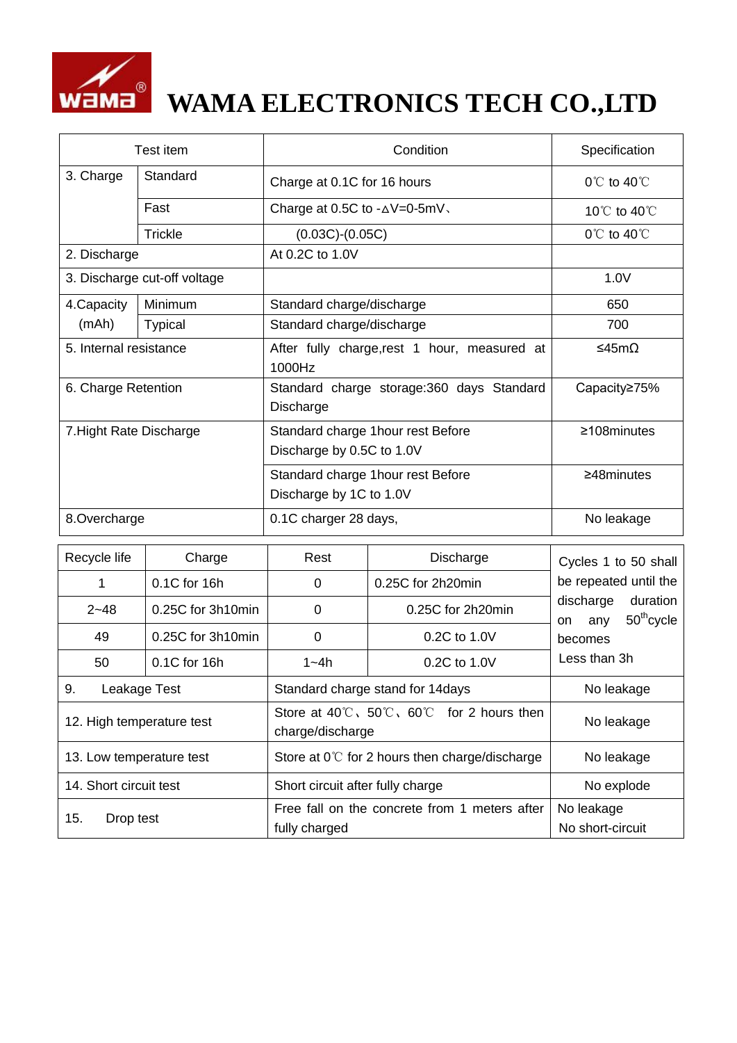# WAMA ELECTRONICS TECH CO.,LTD

| Test item | | Condition | Specification |
|---|---|---|---|
| 3. Charge | Standard | Charge at 0.1C for 16 hours | 0℃ to 40℃ |
| | Fast | Charge at 0.5C to -△V=0-5mV、 | 10℃ to 40℃ |
| | Trickle | (0.03C)-(0.05C) | 0℃ to 40℃ |
| 2. Discharge | | At 0.2C to 1.0V | |
| 3. Discharge cut-off voltage | | | 1.0V |
| 4.Capacity (mAh) | Minimum | Standard charge/discharge | 650 |
| | Typical | Standard charge/discharge | 700 |
| 5. Internal resistance | | After fully charge,rest 1 hour, measured at 1000Hz | ≤45mΩ |
| 6. Charge Retention | | Standard charge storage:360 days Standard Discharge | Capacity≥75% |
| 7.Hight Rate Discharge | | Standard charge 1hour rest Before Discharge by 0.5C to 1.0V | ≥108minutes |
| | | Standard charge 1hour rest Before Discharge by 1C to 1.0V | ≥48minutes |
| 8.Overcharge | | 0.1C charger 28 days, | No leakage |

| Recycle life | Charge | Rest | Discharge | Cycles 1 to 50 shall be repeated until the discharge duration on any 50th cycle becomes Less than 3h |
|---|---|---|---|---|
| 1 | 0.1C for 16h | 0 | 0.25C for 2h20min | |
| 2~48 | 0.25C for 3h10min | 0 | 0.25C for 2h20min | |
| 49 | 0.25C for 3h10min | 0 | 0.2C to 1.0V | |
| 50 | 0.1C for 16h | 1~4h | 0.2C to 1.0V | |
| 9. Leakage Test | | Standard charge stand for 14days | | No leakage |
| 12. High temperature test | | Store at 40℃、50℃、60℃ for 2 hours then charge/discharge | | No leakage |
| 13. Low temperature test | | Store at 0℃ for 2 hours then charge/discharge | | No leakage |
| 14. Short circuit test | | Short circuit after fully charge | | No explode |
| 15. Drop test | | Free fall on the concrete from 1 meters after fully charged | | No leakage<br>No short-circuit |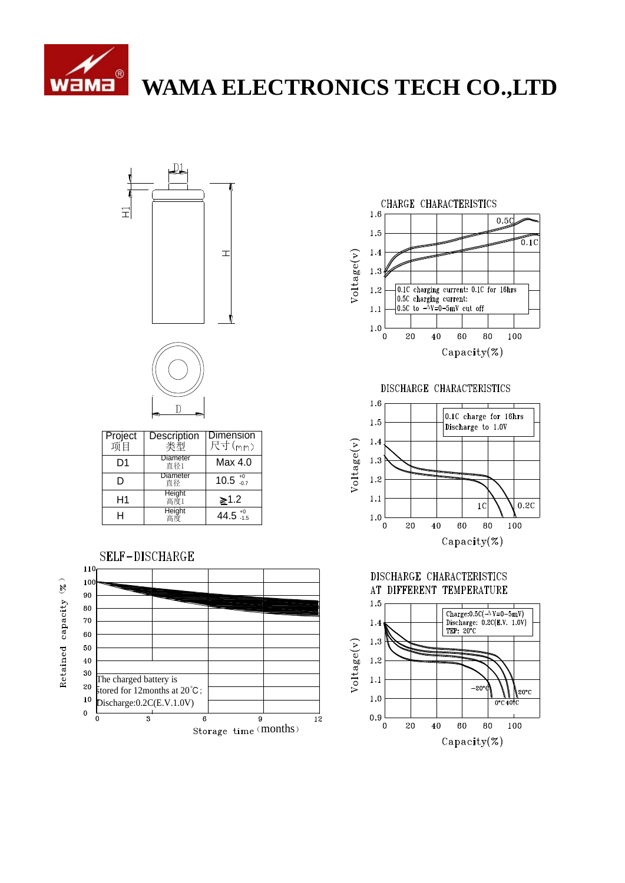# WAMA ELECTRONICS TECH CO.,LTD

D1

H1

H

D

| Project 项目 | Description 类型 | Dimension 尺寸(mm) |
|---|---|---|
| D1 | Diameter 直径1 | Max 4.0 |
| D | Diameter 直径 | 10.5 $^{+0}_{-0.7}$ |
| H1 | Height 高度1 | ≧1.2 |
| H | Height 高度 | 44.5 $^{+0}_{-1.5}$ |

CHARGE CHARACTERISTICS

Voltage(v)

1.6
1.5
1.4
1.3
1.2
1.1
1.0

0 20 40 60 80 100

Capacity(%)

0.5C

0.1C

0.1C charging current: 0.1C for 16hrs
0.5C charging current:
0.5C to −ΔV=0−5mV cut off

DISCHARGE CHARACTERISTICS

Voltage(v)

1.6
1.5
1.4
1.3
1.2
1.1
1.0

0 20 40 60 80 100

Capacity(%)

0.1C charge for 16hrs
Discharge to 1.0V

1C

0.2C

SELF-DISCHARGE

Retained capacity (%)

110
100
90
80
70
60
50
40
30
20
10
0

0 3 6 9 12

Storage time (months)

The charged battery is
Stored for 12months at 20℃;
Discharge:0.2C(E.V.1.0V)

DISCHARGE CHARACTERISTICS
AT DIFFERENT TEMPERATURE

Voltage(v)

1.5
1.4
1.3
1.2
1.1
1.0
0.9

0 20 40 60 80 100

Capacity(%)

Charge:0.5C(−ΔV=0−5mV)
Discharge: 0.2C(E.V. 1.0V)
TEP: 20℃

−20℃

20℃

0℃ 40℃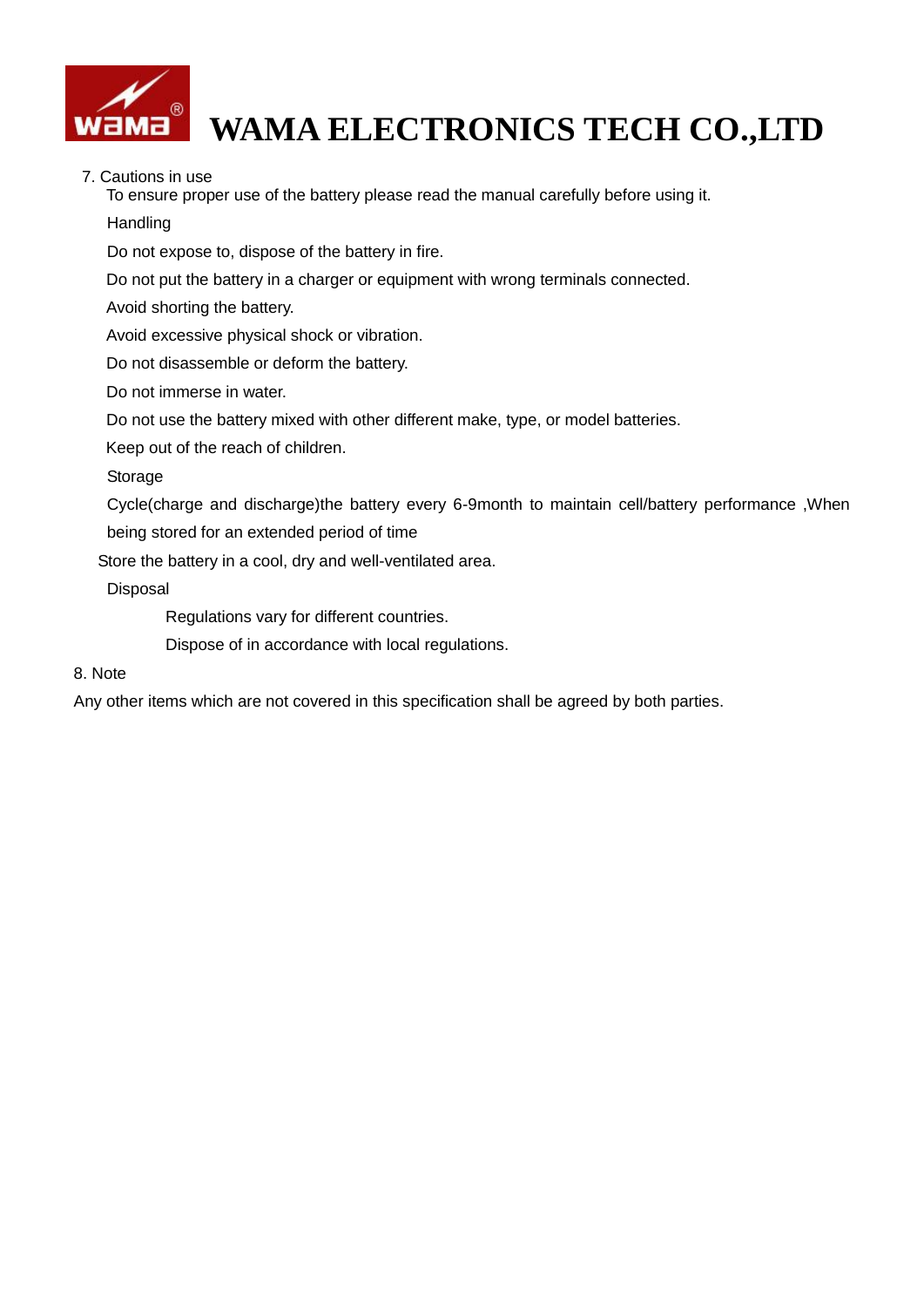7. Cautions in use

To ensure proper use of the battery please read the manual carefully before using it.

Handling

Do not expose to, dispose of the battery in fire.

Do not put the battery in a charger or equipment with wrong terminals connected.

Avoid shorting the battery.

Avoid excessive physical shock or vibration.

Do not disassemble or deform the battery.

Do not immerse in water.

Do not use the battery mixed with other different make, type, or model batteries.

Keep out of the reach of children.

Storage

Cycle(charge and discharge)the battery every 6-9month to maintain cell/battery performance ,When being stored for an extended period of time

Store the battery in a cool, dry and well-ventilated area.

Disposal

Regulations vary for different countries.

Dispose of in accordance with local regulations.

8. Note

Any other items which are not covered in this specification shall be agreed by both parties.